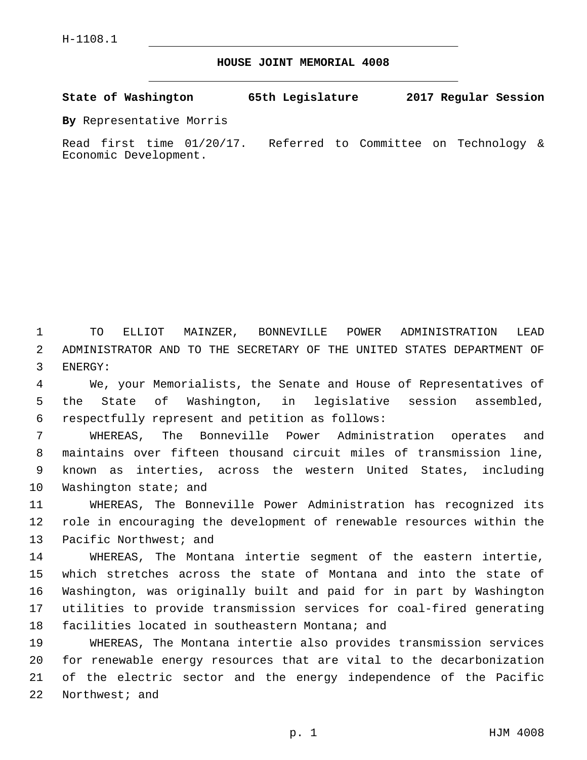H-1108.1

# HOUSE JOINT MEMORIAL 4008

**State of Washington 65th Legislature 2017 Regular Session**

**By** Representative Morris

Read first time 01/20/17. Referred to Committee on Technology & Economic Development.

TO ELLIOT MAINZER, BONNEVILLE POWER ADMINISTRATION LEAD ADMINISTRATOR AND TO THE SECRETARY OF THE UNITED STATES DEPARTMENT OF ENERGY:

We, your Memorialists, the Senate and House of Representatives of the State of Washington, in legislative session assembled, respectfully represent and petition as follows:

WHEREAS, The Bonneville Power Administration operates and maintains over fifteen thousand circuit miles of transmission line, known as interties, across the western United States, including Washington state; and

WHEREAS, The Bonneville Power Administration has recognized its role in encouraging the development of renewable resources within the Pacific Northwest; and

WHEREAS, The Montana intertie segment of the eastern intertie, which stretches across the state of Montana and into the state of Washington, was originally built and paid for in part by Washington utilities to provide transmission services for coal-fired generating facilities located in southeastern Montana; and

WHEREAS, The Montana intertie also provides transmission services for renewable energy resources that are vital to the decarbonization of the electric sector and the energy independence of the Pacific Northwest; and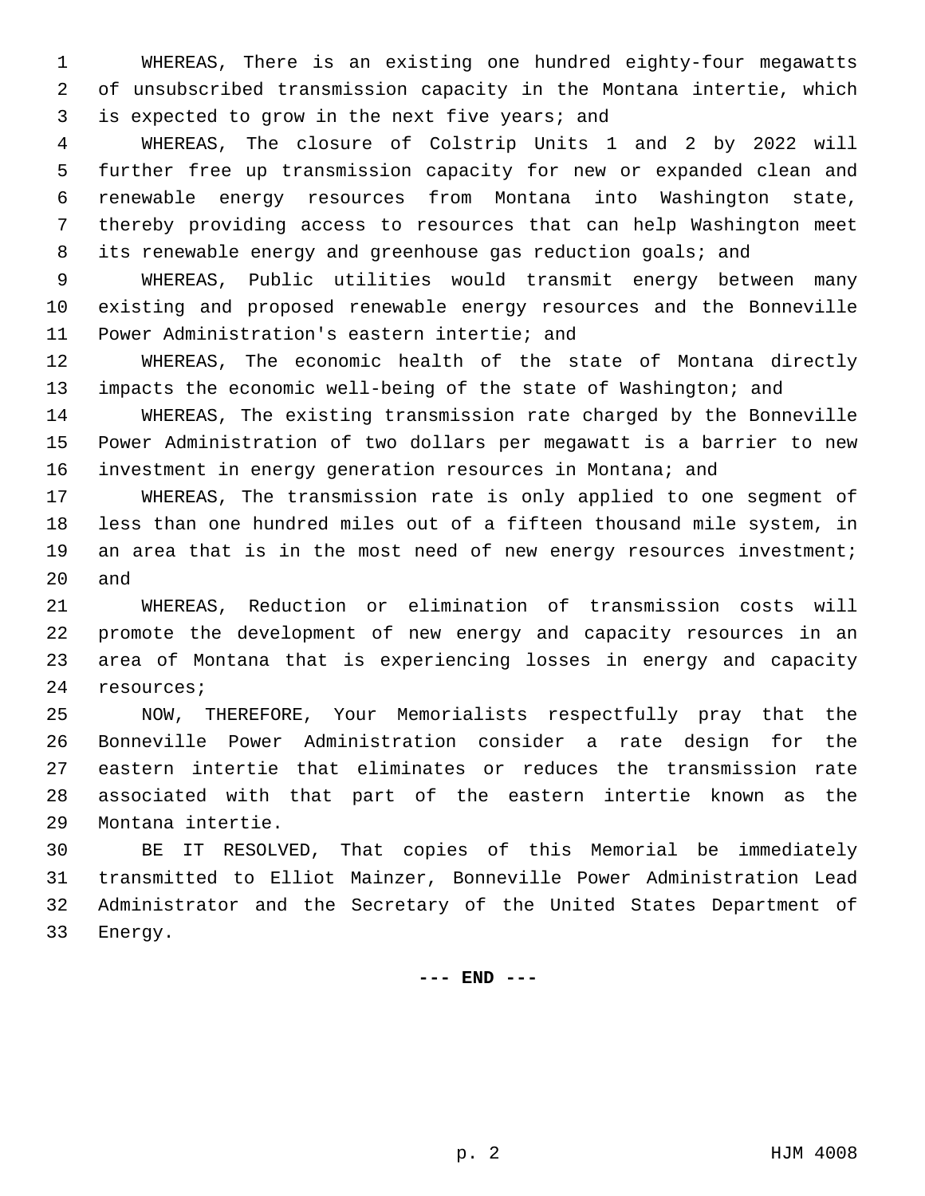WHEREAS, There is an existing one hundred eighty-four megawatts of unsubscribed transmission capacity in the Montana intertie, which is expected to grow in the next five years; and

WHEREAS, The closure of Colstrip Units 1 and 2 by 2022 will further free up transmission capacity for new or expanded clean and renewable energy resources from Montana into Washington state, thereby providing access to resources that can help Washington meet its renewable energy and greenhouse gas reduction goals; and

WHEREAS, Public utilities would transmit energy between many existing and proposed renewable energy resources and the Bonneville Power Administration's eastern intertie; and

WHEREAS, The economic health of the state of Montana directly impacts the economic well-being of the state of Washington; and

WHEREAS, The existing transmission rate charged by the Bonneville Power Administration of two dollars per megawatt is a barrier to new investment in energy generation resources in Montana; and

WHEREAS, The transmission rate is only applied to one segment of less than one hundred miles out of a fifteen thousand mile system, in an area that is in the most need of new energy resources investment; and

WHEREAS, Reduction or elimination of transmission costs will promote the development of new energy and capacity resources in an area of Montana that is experiencing losses in energy and capacity resources;

NOW, THEREFORE, Your Memorialists respectfully pray that the Bonneville Power Administration consider a rate design for the eastern intertie that eliminates or reduces the transmission rate associated with that part of the eastern intertie known as the Montana intertie.

BE IT RESOLVED, That copies of this Memorial be immediately transmitted to Elliot Mainzer, Bonneville Power Administration Lead Administrator and the Secretary of the United States Department of Energy.

**--- END ---**